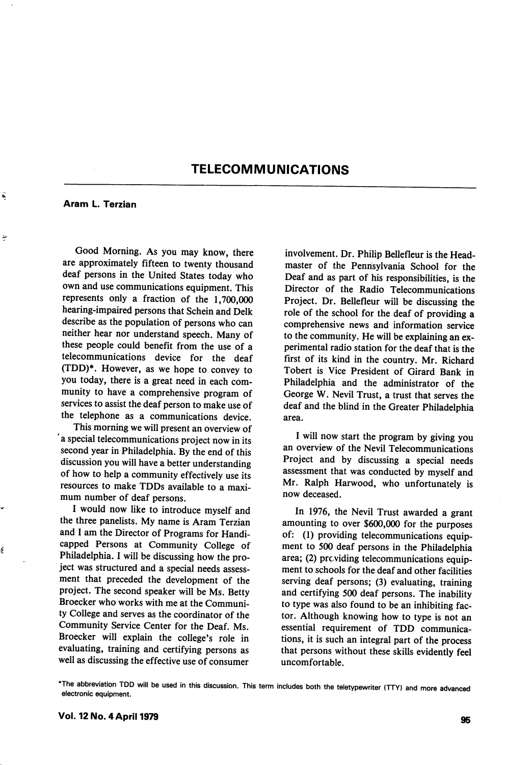# TELECOMMUNICATIONS

**Aram L. Terzian**

Good Morning. As you may know, there are approximately fifteen to twenty thousand deaf persons in the United States today who own and use communications equipment. This represents only a fraction of the 1,700,000 hearing-impaired persons that Schein and Delk describe as the population of persons who can neither hear nor understand speech. Many of these people could benefit from the use of a telecommunications device for the deaf (TDD)*. However, as we hope to convey to you today, there is a great need in each community to have a comprehensive program of services to assist the deaf person to make use of the telephone as a communications device.

This morning we will present an overview of a special telecommunications project now in its second year in Philadelphia. By the end of this discussion you will have a better understanding of how to help a community effectively use its resources to make TDDs available to a maximum number of deaf persons.

I would now like to introduce myself and the three panelists. My name is Aram Terzian and I am the Director of Programs for Handicapped Persons at Community College of Philadelphia. I will be discussing how the project was structured and a special needs assessment that preceded the development of the project. The second speaker will be Ms. Betty Broecker who works with me at the Community College and serves as the coordinator of the Community Service Center for the Deaf. Ms. Broecker will explain the college's role in evaluating, training and certifying persons as well as discussing the effective use of consumer involvement. Dr. Philip Bellefleur is the Headmaster of the Pennsylvania School for the Deaf and as part of his responsibilities, is the Director of the Radio Telecommunications Project. Dr. Bellefleur will be discussing the role of the school for the deaf of providing a comprehensive news and information service to the community. He will be explaining an experimental radio station for the deaf that is the first of its kind in the country. Mr. Richard Tobert is Vice President of Girard Bank in Philadelphia and the administrator of the George W. Nevil Trust, a trust that serves the deaf and the blind in the Greater Philadelphia area.

I will now start the program by giving you an overview of the Nevil Telecommunications Project and by discussing a special needs assessment that was conducted by myself and Mr. Ralph Harwood, who unfortunately is now deceased.

In 1976, the Nevil Trust awarded a grant amounting to over $600,000 for the purposes of: (1) providing telecommunications equipment to 500 deaf persons in the Philadelphia area; (2) providing telecommunications equipment to schools for the deaf and other facilities serving deaf persons; (3) evaluating, training and certifying 500 deaf persons. The inability to type was also found to be an inhibiting factor. Although knowing how to type is not an essential requirement of TDD communications, it is such an integral part of the process that persons without these skills evidently feel uncomfortable.

*The abbreviation TDD will be used in this discussion. This term includes both the teletypewriter (TTY) and more advanced electronic equipment.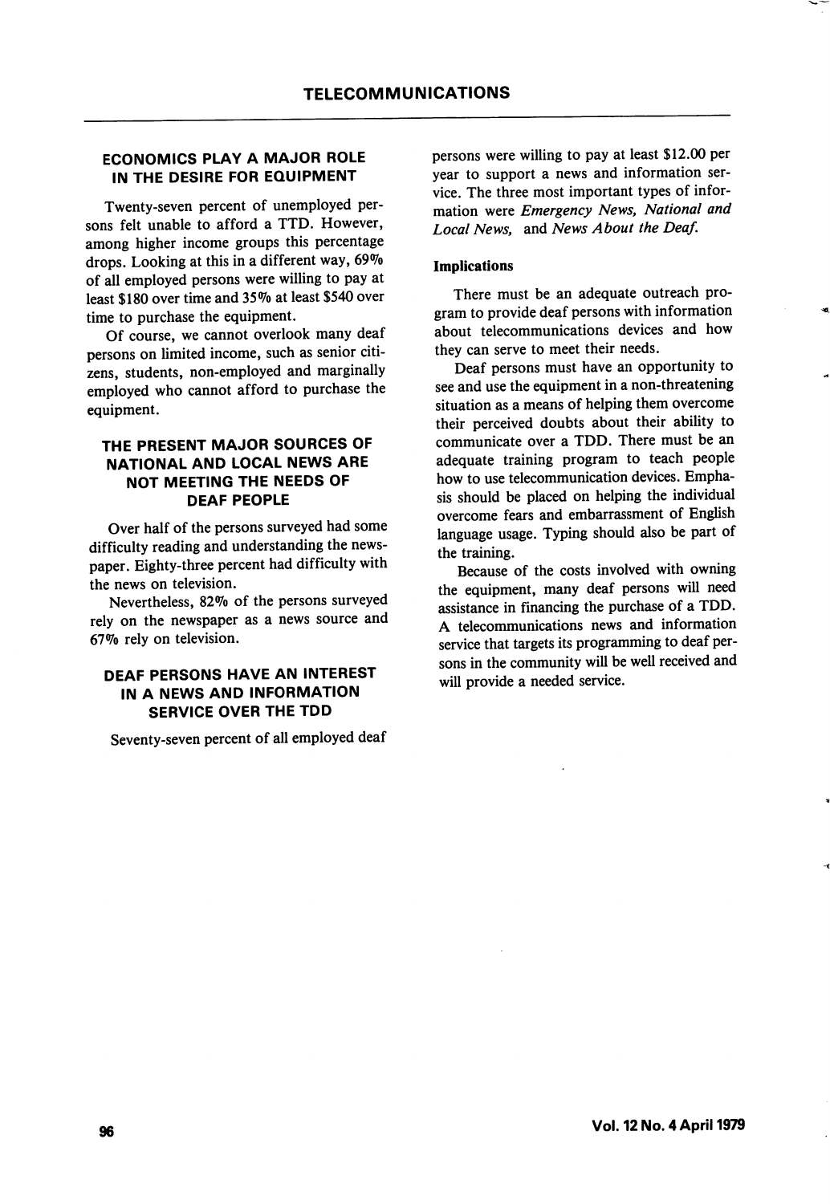## ECONOMICS PLAY A MAJOR ROLE IN THE DESIRE FOR EQUIPMENT

Twenty-seven percent of unemployed persons felt unable to afford a TTD. However, among higher income groups this percentage drops. Looking at this in a different way, 69% of all employed persons were willing to pay at least $180 over time and 35% at least $540 over time to purchase the equipment.

Of course, we cannot overlook many deaf persons on limited income, such as senior citizens, students, non-employed and marginally employed who cannot afford to purchase the equipment.

## THE PRESENT MAJOR SOURCES OF NATIONAL AND LOCAL NEWS ARE NOT MEETING THE NEEDS OF DEAF PEOPLE

Over half of the persons surveyed had some difficulty reading and understanding the newspaper. Eighty-three percent had difficulty with the news on television.

Nevertheless, 82% of the persons surveyed rely on the newspaper as a news source and 67% rely on television.

## DEAF PERSONS HAVE AN INTEREST IN A NEWS AND INFORMATION SERVICE OVER THE TDD

Seventy-seven percent of all employed deaf persons were willing to pay at least $12.00 per year to support a news and information service. The three most important types of information were *Emergency News, National and Local News,* and *News About the Deaf.*

### Implications

There must be an adequate outreach program to provide deaf persons with information about telecommunications devices and how they can serve to meet their needs.

Deaf persons must have an opportunity to see and use the equipment in a non-threatening situation as a means of helping them overcome their perceived doubts about their ability to communicate over a TDD. There must be an adequate training program to teach people how to use telecommunication devices. Emphasis should be placed on helping the individual overcome fears and embarrassment of English language usage. Typing should also be part of the training.

Because of the costs involved with owning the equipment, many deaf persons will need assistance in financing the purchase of a TDD. A telecommunications news and information service that targets its programming to deaf persons in the community will be well received and will provide a needed service.